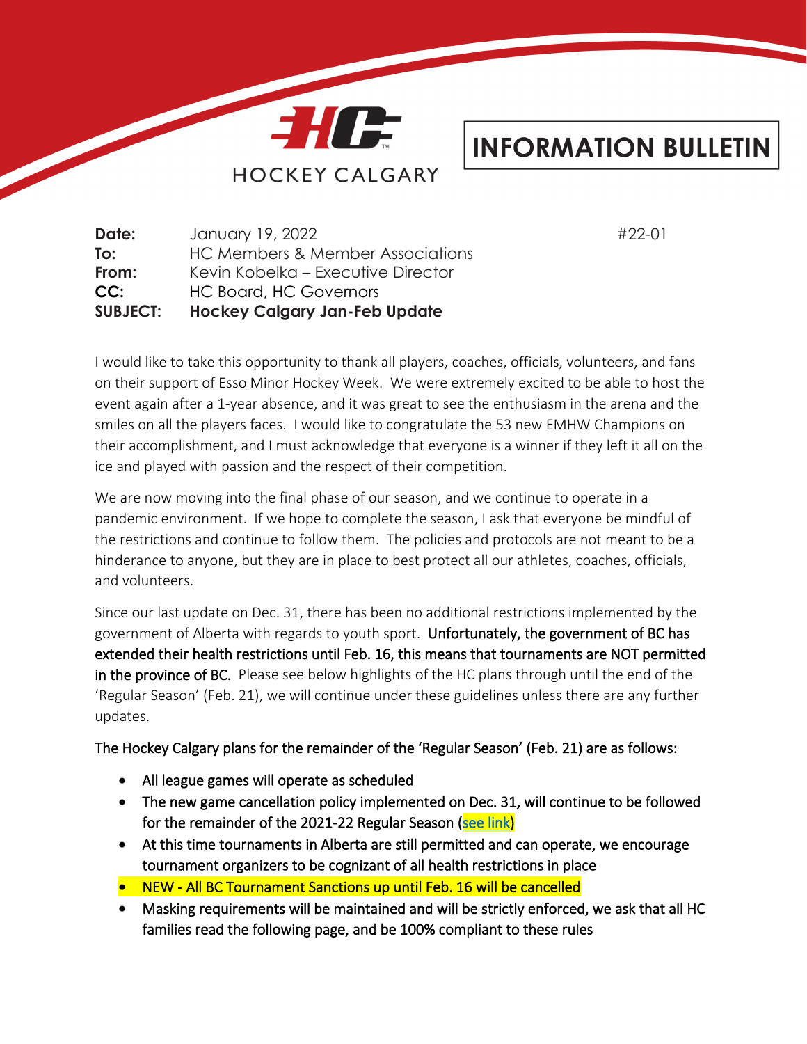HOCKEY CALGARY

# INFORMATION BULLETIN

**Date:** January 19, 2022 #22-01
**To:** HC Members & Member Associations
**From:** Kevin Kobelka – Executive Director
**CC:** HC Board, HC Governors
**SUBJECT:** **Hockey Calgary Jan-Feb Update**

I would like to take this opportunity to thank all players, coaches, officials, volunteers, and fans on their support of Esso Minor Hockey Week. We were extremely excited to be able to host the event again after a 1-year absence, and it was great to see the enthusiasm in the arena and the smiles on all the players faces. I would like to congratulate the 53 new EMHW Champions on their accomplishment, and I must acknowledge that everyone is a winner if they left it all on the ice and played with passion and the respect of their competition.

We are now moving into the final phase of our season, and we continue to operate in a pandemic environment. If we hope to complete the season, I ask that everyone be mindful of the restrictions and continue to follow them. The policies and protocols are not meant to be a hinderance to anyone, but they are in place to best protect all our athletes, coaches, officials, and volunteers.

Since our last update on Dec. 31, there has been no additional restrictions implemented by the government of Alberta with regards to youth sport. Unfortunately, the government of BC has extended their health restrictions until Feb. 16, this means that tournaments are NOT permitted in the province of BC. Please see below highlights of the HC plans through until the end of the 'Regular Season' (Feb. 21), we will continue under these guidelines unless there are any further updates.

The Hockey Calgary plans for the remainder of the 'Regular Season' (Feb. 21) are as follows:

- All league games will operate as scheduled
- The new game cancellation policy implemented on Dec. 31, will continue to be followed for the remainder of the 2021-22 Regular Season (see link)
- At this time tournaments in Alberta are still permitted and can operate, we encourage tournament organizers to be cognizant of all health restrictions in place
- NEW - All BC Tournament Sanctions up until Feb. 16 will be cancelled
- Masking requirements will be maintained and will be strictly enforced, we ask that all HC families read the following page, and be 100% compliant to these rules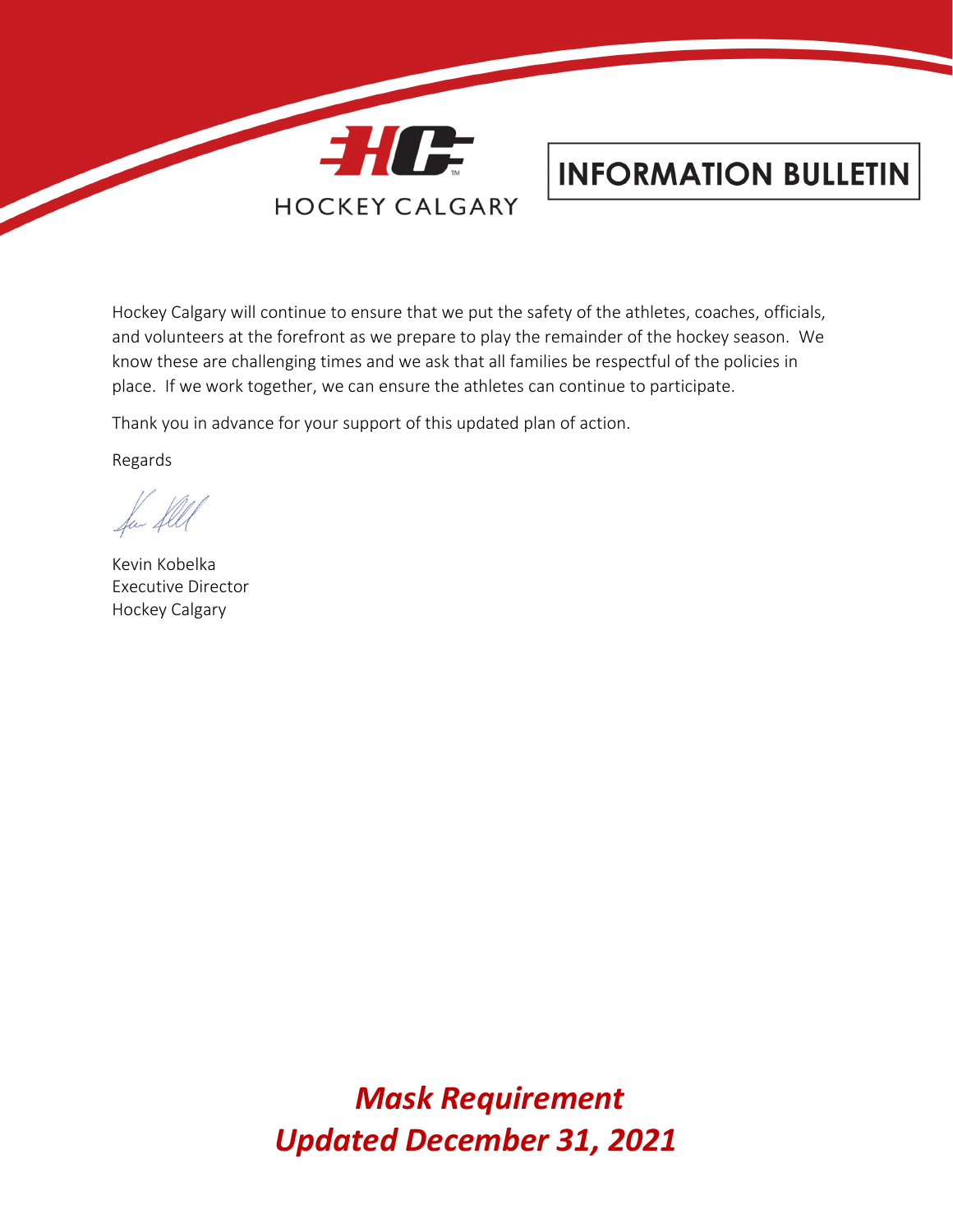HOCKEY CALGARY

INFORMATION BULLETIN

Hockey Calgary will continue to ensure that we put the safety of the athletes, coaches, officials, and volunteers at the forefront as we prepare to play the remainder of the hockey season. We know these are challenging times and we ask that all families be respectful of the policies in place. If we work together, we can ensure the athletes can continue to participate.

Thank you in advance for your support of this updated plan of action.

Regards

Kevin Kobelka
Executive Director
Hockey Calgary

***Mask Requirement***
***Updated December 31, 2021***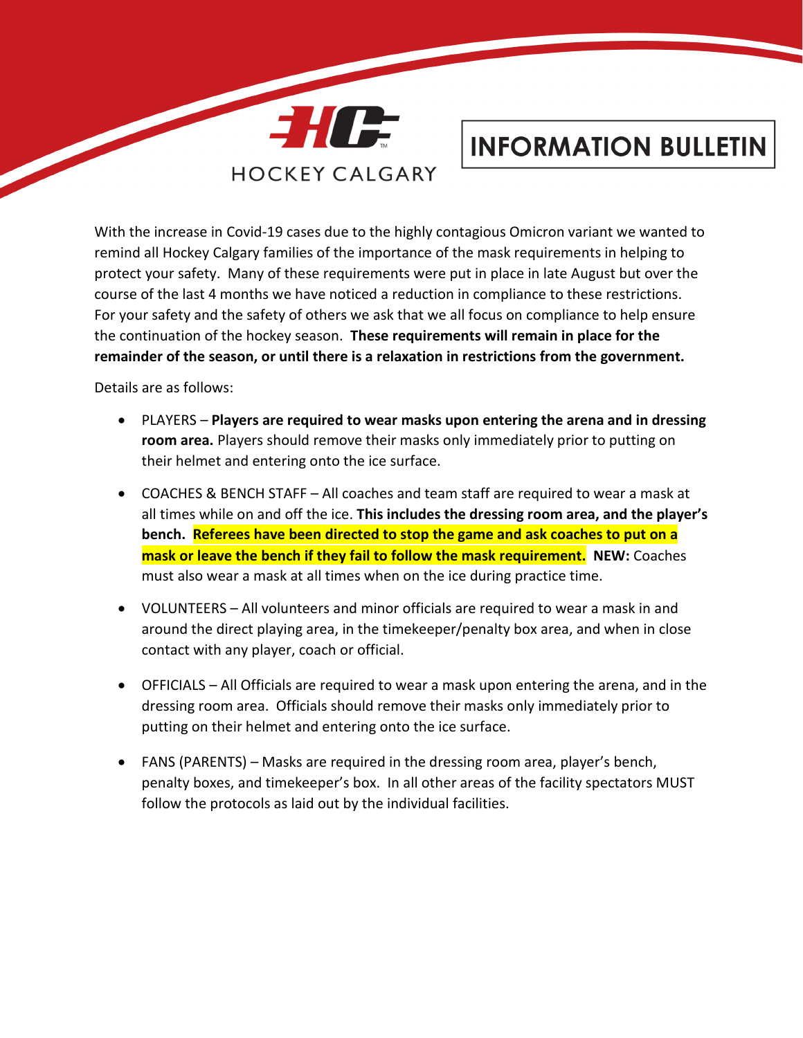HOCKEY CALGARY

# INFORMATION BULLETIN

With the increase in Covid-19 cases due to the highly contagious Omicron variant we wanted to remind all Hockey Calgary families of the importance of the mask requirements in helping to protect your safety. Many of these requirements were put in place in late August but over the course of the last 4 months we have noticed a reduction in compliance to these restrictions. For your safety and the safety of others we ask that we all focus on compliance to help ensure the continuation of the hockey season. **These requirements will remain in place for the remainder of the season, or until there is a relaxation in restrictions from the government.**

Details are as follows:

- PLAYERS – **Players are required to wear masks upon entering the arena and in dressing room area.** Players should remove their masks only immediately prior to putting on their helmet and entering onto the ice surface.
- COACHES & BENCH STAFF – All coaches and team staff are required to wear a mask at all times while on and off the ice. **This includes the dressing room area, and the player's bench. Referees have been directed to stop the game and ask coaches to put on a mask or leave the bench if they fail to follow the mask requirement. NEW:** Coaches must also wear a mask at all times when on the ice during practice time.
- VOLUNTEERS – All volunteers and minor officials are required to wear a mask in and around the direct playing area, in the timekeeper/penalty box area, and when in close contact with any player, coach or official.
- OFFICIALS – All Officials are required to wear a mask upon entering the arena, and in the dressing room area. Officials should remove their masks only immediately prior to putting on their helmet and entering onto the ice surface.
- FANS (PARENTS) – Masks are required in the dressing room area, player's bench, penalty boxes, and timekeeper's box. In all other areas of the facility spectators MUST follow the protocols as laid out by the individual facilities.